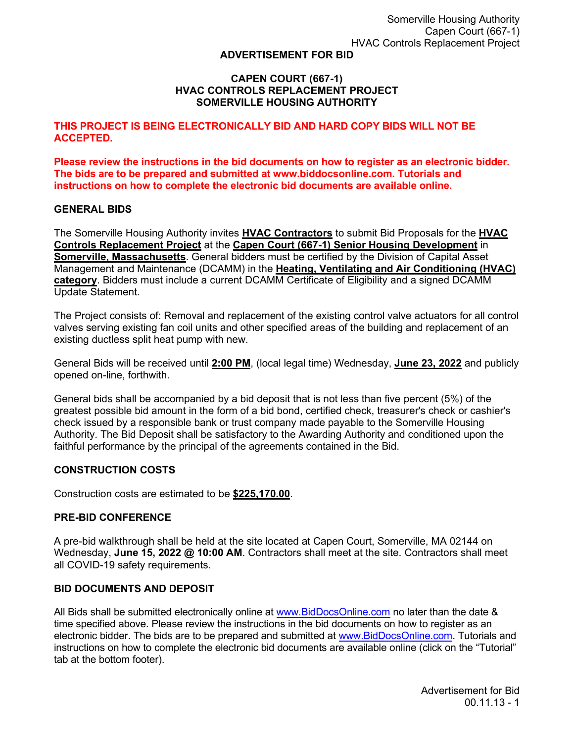# ADVERTISEMENT FOR BID

## CAPEN COURT (667-1)
## HVAC CONTROLS REPLACEMENT PROJECT
## SOMERVILLE HOUSING AUTHORITY

**THIS PROJECT IS BEING ELECTRONICALLY BID AND HARD COPY BIDS WILL NOT BE ACCEPTED.**

**Please review the instructions in the bid documents on how to register as an electronic bidder. The bids are to be prepared and submitted at www.biddocsonline.com. Tutorials and instructions on how to complete the electronic bid documents are available online.**

### GENERAL BIDS

The Somerville Housing Authority invites **HVAC Contractors** to submit Bid Proposals for the **HVAC Controls Replacement Project** at the **Capen Court (667-1) Senior Housing Development** in **Somerville, Massachusetts**. General bidders must be certified by the Division of Capital Asset Management and Maintenance (DCAMM) in the **Heating, Ventilating and Air Conditioning (HVAC) category**. Bidders must include a current DCAMM Certificate of Eligibility and a signed DCAMM Update Statement.

The Project consists of: Removal and replacement of the existing control valve actuators for all control valves serving existing fan coil units and other specified areas of the building and replacement of an existing ductless split heat pump with new.

General Bids will be received until **2:00 PM**, (local legal time) Wednesday, **June 23, 2022** and publicly opened on-line, forthwith.

General bids shall be accompanied by a bid deposit that is not less than five percent (5%) of the greatest possible bid amount in the form of a bid bond, certified check, treasurer's check or cashier's check issued by a responsible bank or trust company made payable to the Somerville Housing Authority. The Bid Deposit shall be satisfactory to the Awarding Authority and conditioned upon the faithful performance by the principal of the agreements contained in the Bid.

### CONSTRUCTION COSTS

Construction costs are estimated to be **$225,170.00**.

### PRE-BID CONFERENCE

A pre-bid walkthrough shall be held at the site located at Capen Court, Somerville, MA 02144 on Wednesday, **June 15, 2022 @ 10:00 AM**. Contractors shall meet at the site. Contractors shall meet all COVID-19 safety requirements.

### BID DOCUMENTS AND DEPOSIT

All Bids shall be submitted electronically online at www.BidDocsOnline.com no later than the date & time specified above. Please review the instructions in the bid documents on how to register as an electronic bidder. The bids are to be prepared and submitted at www.BidDocsOnline.com. Tutorials and instructions on how to complete the electronic bid documents are available online (click on the "Tutorial" tab at the bottom footer).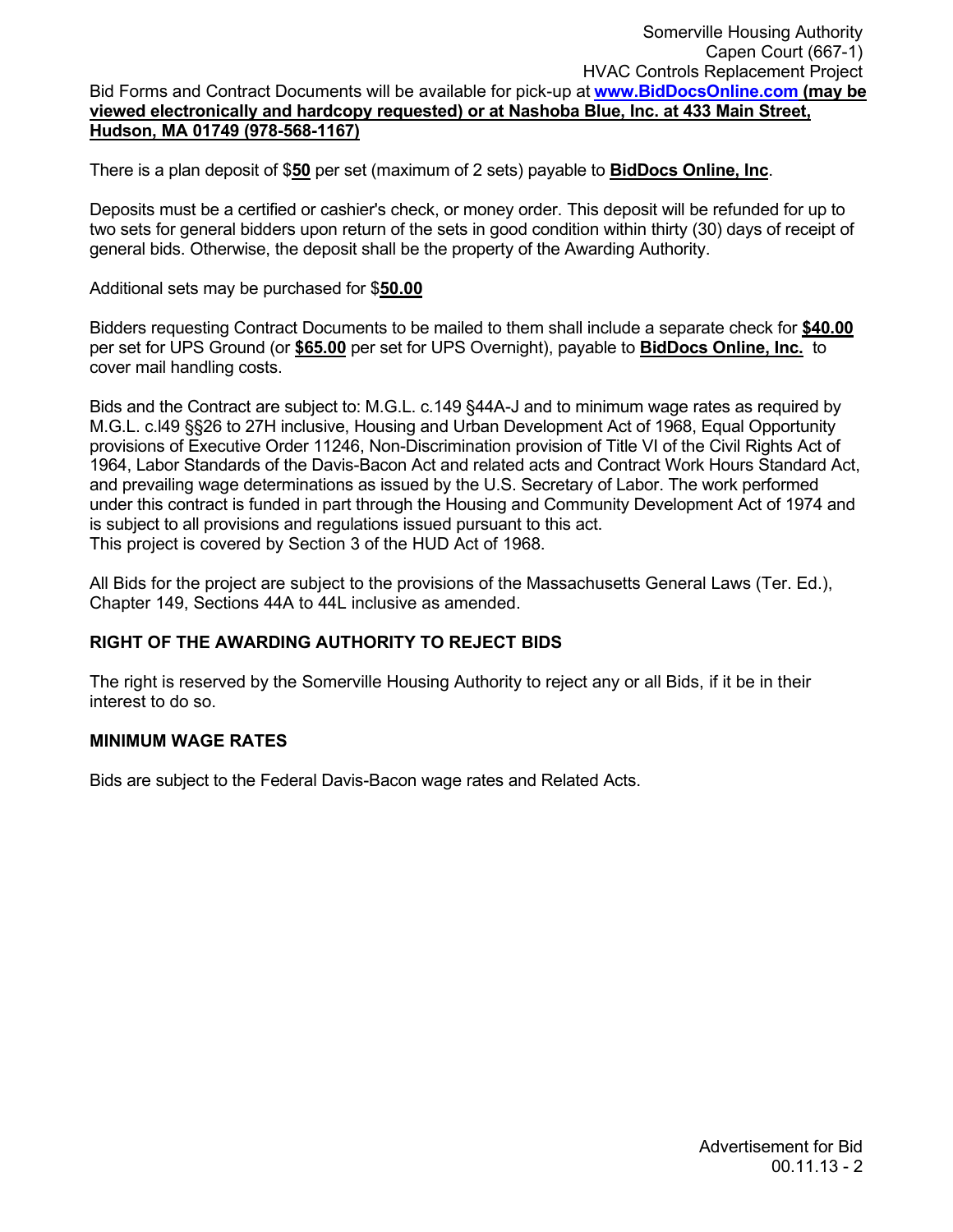Bid Forms and Contract Documents will be available for pick-up at **www.BidDocsOnline.com (may be viewed electronically and hardcopy requested) or at Nashoba Blue, Inc. at 433 Main Street, Hudson, MA 01749 (978-568-1167)**

There is a plan deposit of $**50** per set (maximum of 2 sets) payable to **BidDocs Online, Inc**.

Deposits must be a certified or cashier's check, or money order. This deposit will be refunded for up to two sets for general bidders upon return of the sets in good condition within thirty (30) days of receipt of general bids. Otherwise, the deposit shall be the property of the Awarding Authority.

Additional sets may be purchased for $**50.00**

Bidders requesting Contract Documents to be mailed to them shall include a separate check for **$40.00** per set for UPS Ground (or **$65.00** per set for UPS Overnight), payable to **BidDocs Online, Inc.** to cover mail handling costs.

Bids and the Contract are subject to: M.G.L. c.149 §44A-J and to minimum wage rates as required by M.G.L. c.l49 §§26 to 27H inclusive, Housing and Urban Development Act of 1968, Equal Opportunity provisions of Executive Order 11246, Non-Discrimination provision of Title VI of the Civil Rights Act of 1964, Labor Standards of the Davis-Bacon Act and related acts and Contract Work Hours Standard Act, and prevailing wage determinations as issued by the U.S. Secretary of Labor. The work performed under this contract is funded in part through the Housing and Community Development Act of 1974 and is subject to all provisions and regulations issued pursuant to this act.
This project is covered by Section 3 of the HUD Act of 1968.

All Bids for the project are subject to the provisions of the Massachusetts General Laws (Ter. Ed.), Chapter 149, Sections 44A to 44L inclusive as amended.

## RIGHT OF THE AWARDING AUTHORITY TO REJECT BIDS

The right is reserved by the Somerville Housing Authority to reject any or all Bids, if it be in their interest to do so.

## MINIMUM WAGE RATES

Bids are subject to the Federal Davis-Bacon wage rates and Related Acts.